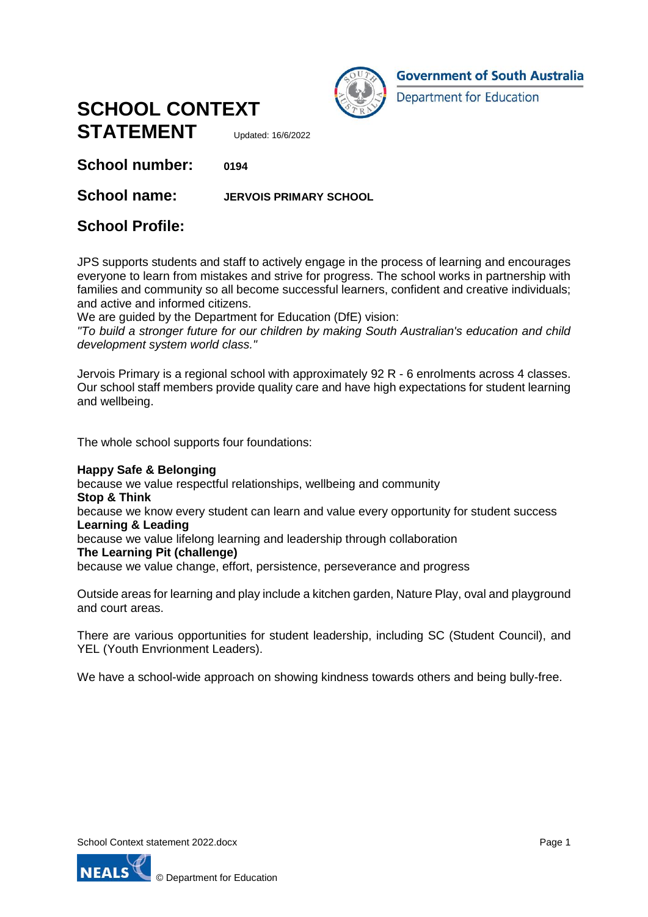Government of South Australia
Department for Education

# SCHOOL CONTEXT STATEMENT

Updated: 16/6/2022

## School number: 0194

## School name: JERVOIS PRIMARY SCHOOL

## School Profile:

JPS supports students and staff to actively engage in the process of learning and encourages everyone to learn from mistakes and strive for progress. The school works in partnership with families and community so all become successful learners, confident and creative individuals; and active and informed citizens.
We are guided by the Department for Education (DfE) vision:
*"To build a stronger future for our children by making South Australian's education and child development system world class."*

Jervois Primary is a regional school with approximately 92 R - 6 enrolments across 4 classes. Our school staff members provide quality care and have high expectations for student learning and wellbeing.

The whole school supports four foundations:

**Happy Safe & Belonging**
because we value respectful relationships, wellbeing and community
**Stop & Think**
because we know every student can learn and value every opportunity for student success
**Learning & Leading**
because we value lifelong learning and leadership through collaboration
**The Learning Pit (challenge)**
because we value change, effort, persistence, perseverance and progress

Outside areas for learning and play include a kitchen garden, Nature Play, oval and playground and court areas.

There are various opportunities for student leadership, including SC (Student Council), and YEL (Youth Envrionment Leaders).

We have a school-wide approach on showing kindness towards others and being bully-free.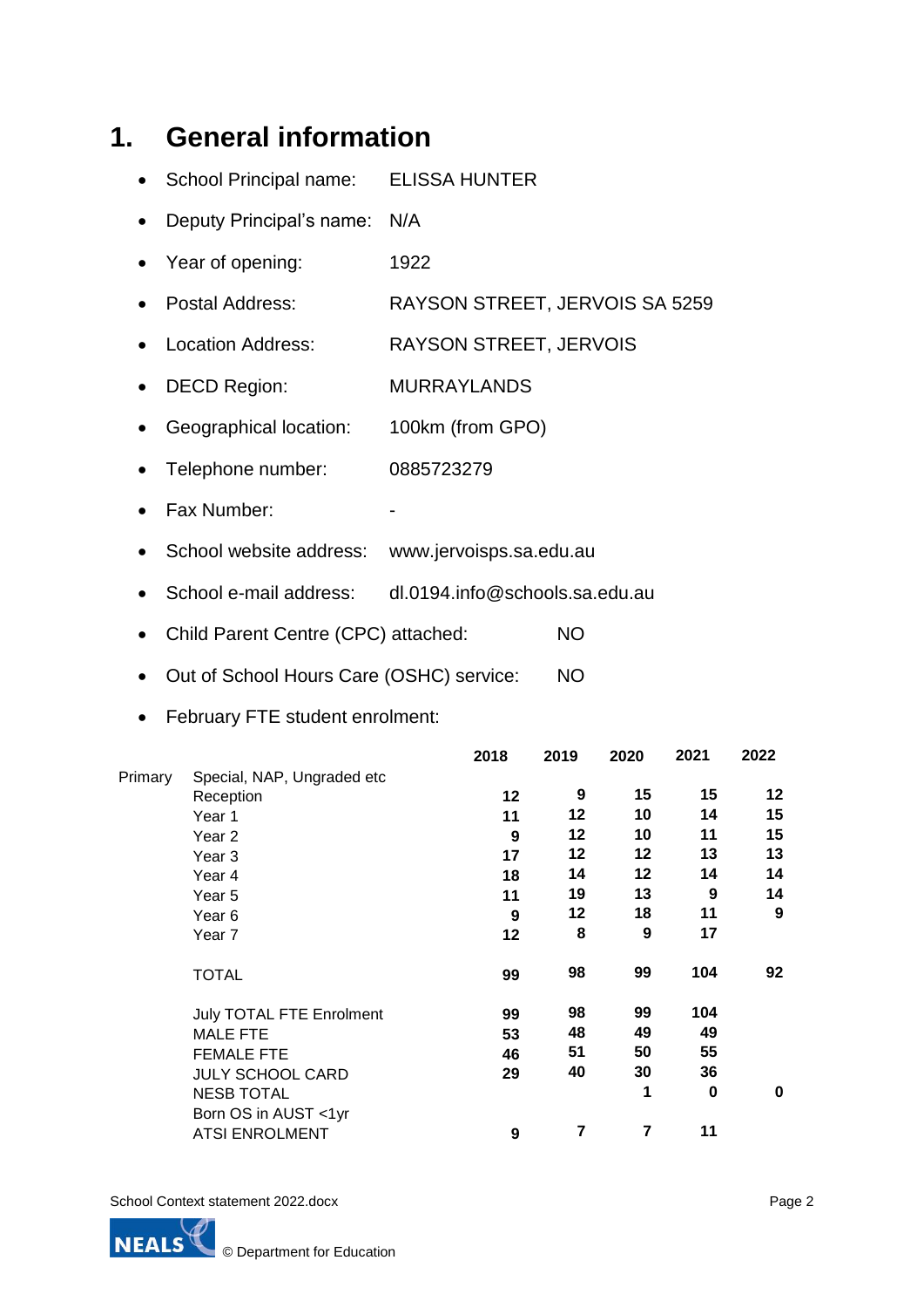# 1. General information

- School Principal name: ELISSA HUNTER
- Deputy Principal's name: N/A
- Year of opening: 1922
- Postal Address: RAYSON STREET, JERVOIS SA 5259
- Location Address: RAYSON STREET, JERVOIS
- DECD Region: MURRAYLANDS
- Geographical location: 100km (from GPO)
- Telephone number: 0885723279
- Fax Number: -
- School website address: www.jervoisps.sa.edu.au
- School e-mail address: dl.0194.info@schools.sa.edu.au
- Child Parent Centre (CPC) attached: NO
- Out of School Hours Care (OSHC) service: NO
- February FTE student enrolment:

| | | 2018 | 2019 | 2020 | 2021 | 2022 |
|---|---|---|---|---|---|---|
| Primary | Special, NAP, Ungraded etc | | | | | |
| | Reception | **12** | **9** | **15** | **15** | **12** |
| | Year 1 | **11** | **12** | **10** | **14** | **15** |
| | Year 2 | **9** | **12** | **10** | **11** | **15** |
| | Year 3 | **17** | **12** | **12** | **13** | **13** |
| | Year 4 | **18** | **14** | **12** | **14** | **14** |
| | Year 5 | **11** | **19** | **13** | **9** | **14** |
| | Year 6 | **9** | **12** | **18** | **11** | **9** |
| | Year 7 | **12** | **8** | **9** | **17** | |
| | TOTAL | **99** | **98** | **99** | **104** | **92** |
| | July TOTAL FTE Enrolment | **99** | **98** | **99** | **104** | |
| | MALE FTE | **53** | **48** | **49** | **49** | |
| | FEMALE FTE | **46** | **51** | **50** | **55** | |
| | JULY SCHOOL CARD | **29** | **40** | **30** | **36** | |
| | NESB TOTAL | | | **1** | **0** | **0** |
| | Born OS in AUST <1yr | | | | | |
| | ATSI ENROLMENT | **9** | **7** | **7** | **11** | |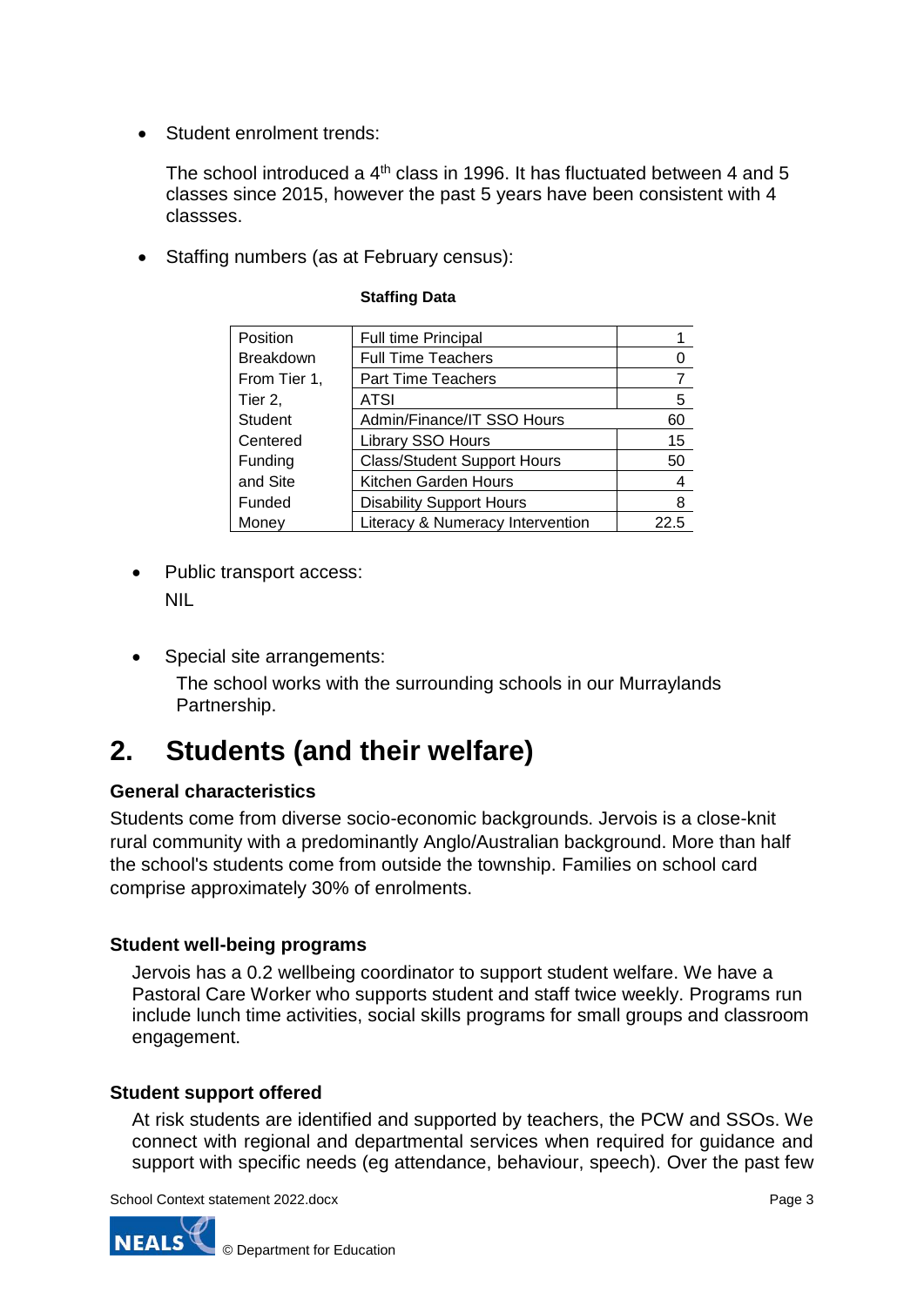- Student enrolment trends:

  The school introduced a 4th class in 1996. It has fluctuated between 4 and 5 classes since 2015, however the past 5 years have been consistent with 4 classses.

- Staffing numbers (as at February census):

**Staffing Data**

| Position Breakdown From Tier 1, Tier 2, Student Centered Funding and Site Funded Money | | |
|---|---|---|
| | Full time Principal | 1 |
| | Full Time Teachers | 0 |
| | Part Time Teachers | 7 |
| | ATSI | 5 |
| | Admin/Finance/IT SSO Hours | 60 |
| | Library SSO Hours | 15 |
| | Class/Student Support Hours | 50 |
| | Kitchen Garden Hours | 4 |
| | Disability Support Hours | 8 |
| | Literacy & Numeracy Intervention | 22.5 |

- Public transport access:
  NIL

- Special site arrangements:
  The school works with the surrounding schools in our Murraylands Partnership.

# 2. Students (and their welfare)

### General characteristics

Students come from diverse socio-economic backgrounds. Jervois is a close-knit rural community with a predominantly Anglo/Australian background. More than half the school's students come from outside the township. Families on school card comprise approximately 30% of enrolments.

### Student well-being programs

Jervois has a 0.2 wellbeing coordinator to support student welfare. We have a Pastoral Care Worker who supports student and staff twice weekly. Programs run include lunch time activities, social skills programs for small groups and classroom engagement.

### Student support offered

At risk students are identified and supported by teachers, the PCW and SSOs. We connect with regional and departmental services when required for guidance and support with specific needs (eg attendance, behaviour, speech). Over the past few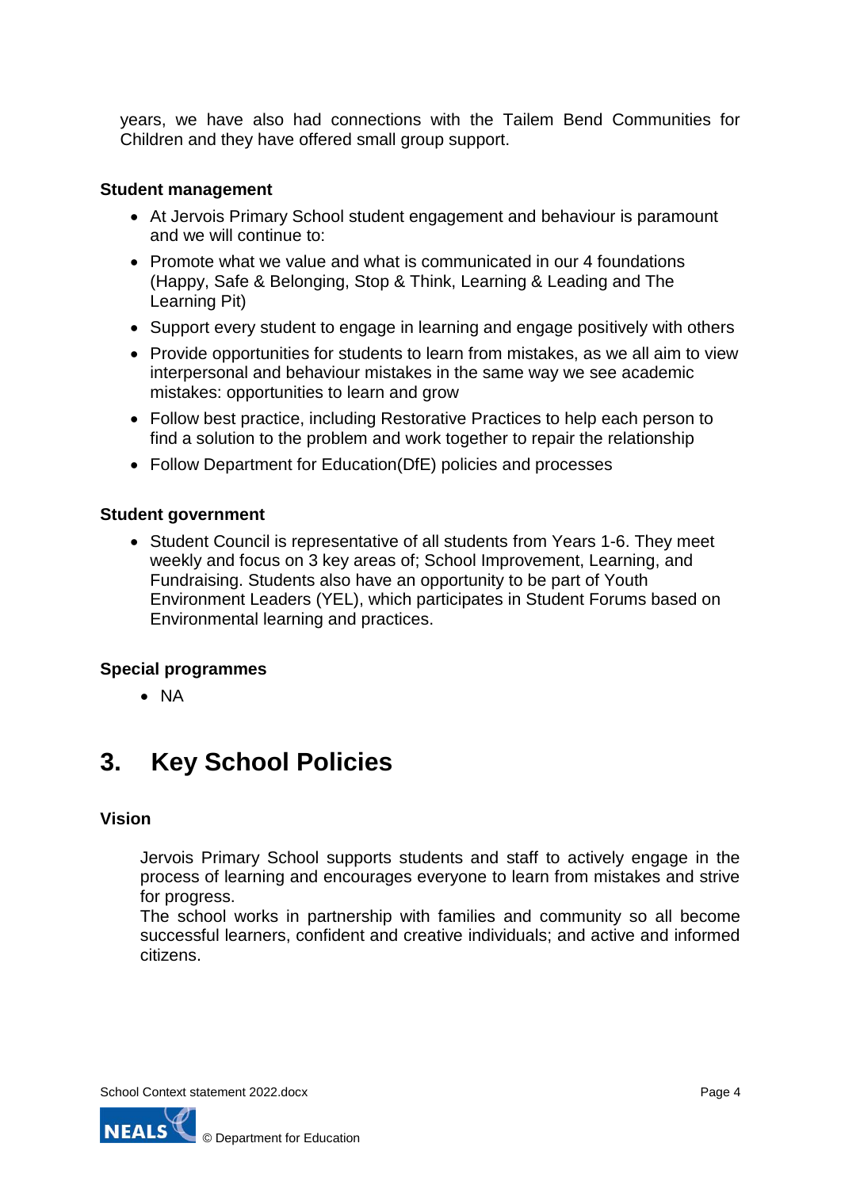years, we have also had connections with the Tailem Bend Communities for Children and they have offered small group support.

**Student management**

- At Jervois Primary School student engagement and behaviour is paramount and we will continue to:
- Promote what we value and what is communicated in our 4 foundations (Happy, Safe & Belonging, Stop & Think, Learning & Leading and The Learning Pit)
- Support every student to engage in learning and engage positively with others
- Provide opportunities for students to learn from mistakes, as we all aim to view interpersonal and behaviour mistakes in the same way we see academic mistakes: opportunities to learn and grow
- Follow best practice, including Restorative Practices to help each person to find a solution to the problem and work together to repair the relationship
- Follow Department for Education(DfE) policies and processes

**Student government**

- Student Council is representative of all students from Years 1-6. They meet weekly and focus on 3 key areas of; School Improvement, Learning, and Fundraising. Students also have an opportunity to be part of Youth Environment Leaders (YEL), which participates in Student Forums based on Environmental learning and practices.

**Special programmes**

- NA

# 3. Key School Policies

**Vision**

Jervois Primary School supports students and staff to actively engage in the process of learning and encourages everyone to learn from mistakes and strive for progress.
The school works in partnership with families and community so all become successful learners, confident and creative individuals; and active and informed citizens.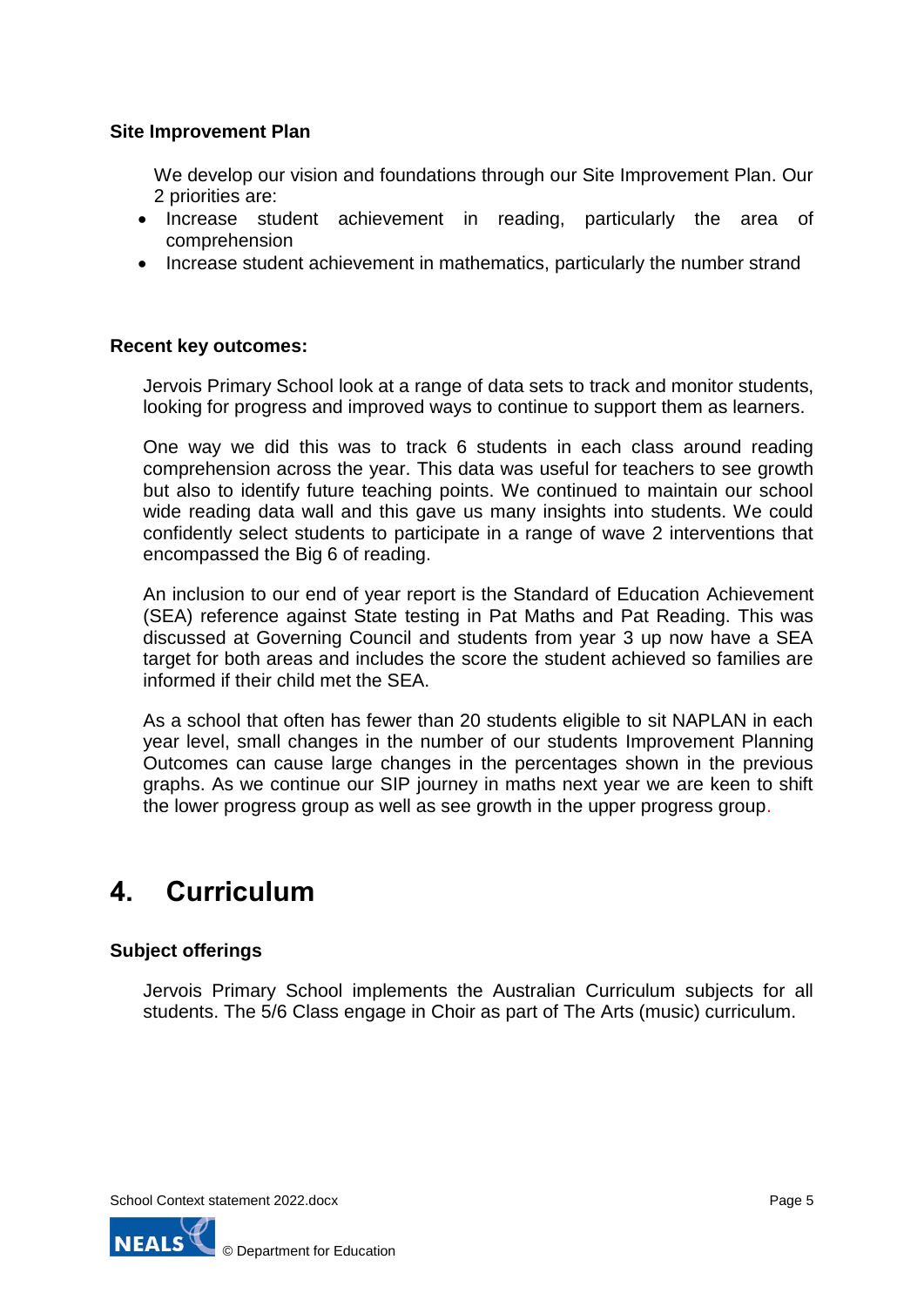**Site Improvement Plan**

We develop our vision and foundations through our Site Improvement Plan. Our 2 priorities are:

- Increase student achievement in reading, particularly the area of comprehension
- Increase student achievement in mathematics, particularly the number strand

**Recent key outcomes:**

Jervois Primary School look at a range of data sets to track and monitor students, looking for progress and improved ways to continue to support them as learners.

One way we did this was to track 6 students in each class around reading comprehension across the year. This data was useful for teachers to see growth but also to identify future teaching points. We continued to maintain our school wide reading data wall and this gave us many insights into students. We could confidently select students to participate in a range of wave 2 interventions that encompassed the Big 6 of reading.

An inclusion to our end of year report is the Standard of Education Achievement (SEA) reference against State testing in Pat Maths and Pat Reading. This was discussed at Governing Council and students from year 3 up now have a SEA target for both areas and includes the score the student achieved so families are informed if their child met the SEA.

As a school that often has fewer than 20 students eligible to sit NAPLAN in each year level, small changes in the number of our students Improvement Planning Outcomes can cause large changes in the percentages shown in the previous graphs. As we continue our SIP journey in maths next year we are keen to shift the lower progress group as well as see growth in the upper progress group.

# 4. Curriculum

**Subject offerings**

Jervois Primary School implements the Australian Curriculum subjects for all students. The 5/6 Class engage in Choir as part of The Arts (music) curriculum.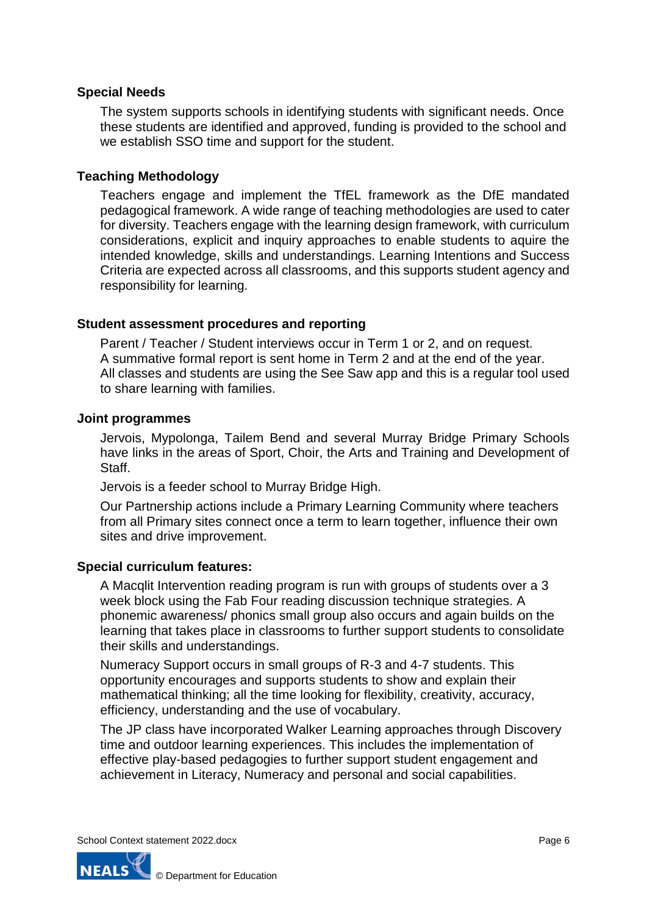**Special Needs**

The system supports schools in identifying students with significant needs. Once these students are identified and approved, funding is provided to the school and we establish SSO time and support for the student.

**Teaching Methodology**

Teachers engage and implement the TfEL framework as the DfE mandated pedagogical framework. A wide range of teaching methodologies are used to cater for diversity. Teachers engage with the learning design framework, with curriculum considerations, explicit and inquiry approaches to enable students to aquire the intended knowledge, skills and understandings. Learning Intentions and Success Criteria are expected across all classrooms, and this supports student agency and responsibility for learning.

**Student assessment procedures and reporting**

Parent / Teacher / Student interviews occur in Term 1 or 2, and on request.
A summative formal report is sent home in Term 2 and at the end of the year.
All classes and students are using the See Saw app and this is a regular tool used to share learning with families.

**Joint programmes**

Jervois, Mypolonga, Tailem Bend and several Murray Bridge Primary Schools have links in the areas of Sport, Choir, the Arts and Training and Development of Staff.

Jervois is a feeder school to Murray Bridge High.

Our Partnership actions include a Primary Learning Community where teachers from all Primary sites connect once a term to learn together, influence their own sites and drive improvement.

**Special curriculum features:**

A Macqlit Intervention reading program is run with groups of students over a 3 week block using the Fab Four reading discussion technique strategies. A phonemic awareness/ phonics small group also occurs and again builds on the learning that takes place in classrooms to further support students to consolidate their skills and understandings.

Numeracy Support occurs in small groups of R-3 and 4-7 students. This opportunity encourages and supports students to show and explain their mathematical thinking; all the time looking for flexibility, creativity, accuracy, efficiency, understanding and the use of vocabulary.

The JP class have incorporated Walker Learning approaches through Discovery time and outdoor learning experiences. This includes the implementation of effective play-based pedagogies to further support student engagement and achievement in Literacy, Numeracy and personal and social capabilities.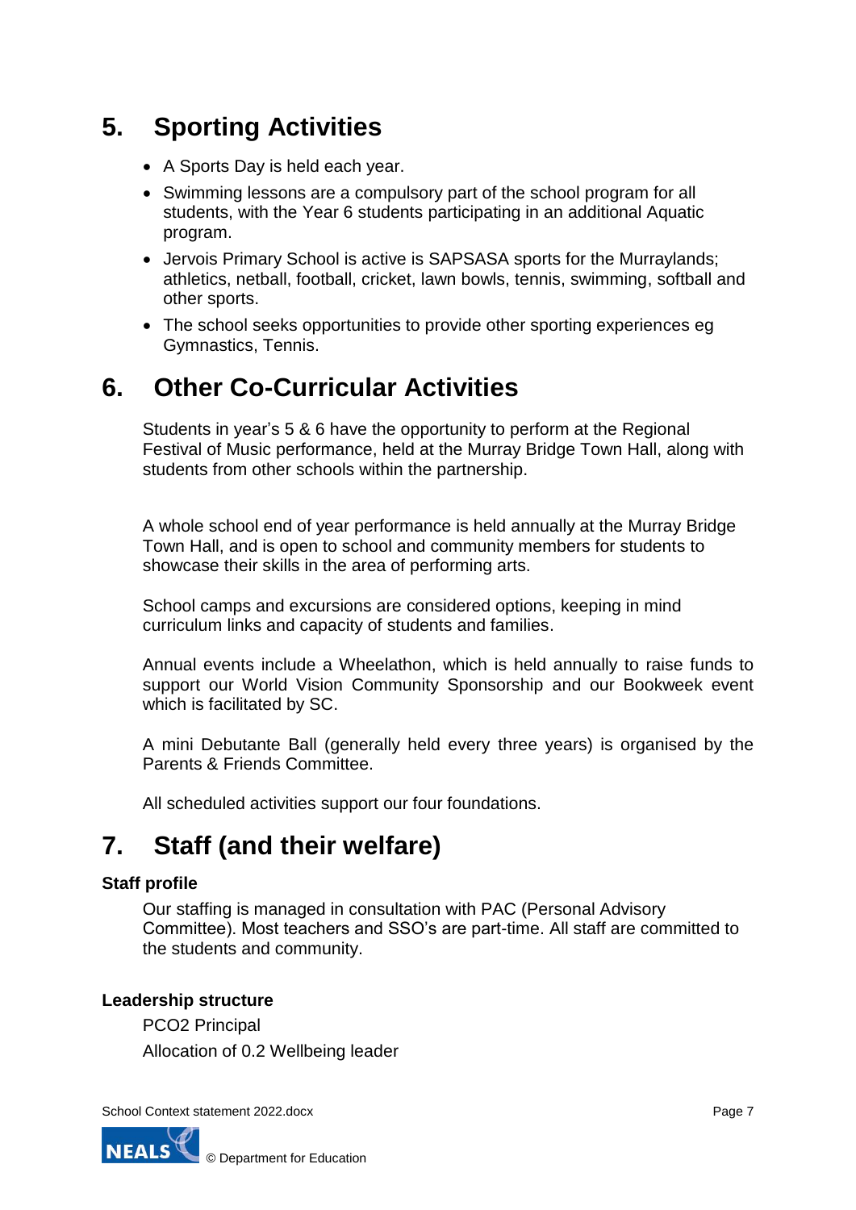## 5. Sporting Activities

- A Sports Day is held each year.
- Swimming lessons are a compulsory part of the school program for all students, with the Year 6 students participating in an additional Aquatic program.
- Jervois Primary School is active is SAPSASA sports for the Murraylands; athletics, netball, football, cricket, lawn bowls, tennis, swimming, softball and other sports.
- The school seeks opportunities to provide other sporting experiences eg Gymnastics, Tennis.

## 6. Other Co-Curricular Activities

Students in year's 5 & 6 have the opportunity to perform at the Regional Festival of Music performance, held at the Murray Bridge Town Hall, along with students from other schools within the partnership.

A whole school end of year performance is held annually at the Murray Bridge Town Hall, and is open to school and community members for students to showcase their skills in the area of performing arts.

School camps and excursions are considered options, keeping in mind curriculum links and capacity of students and families.

Annual events include a Wheelathon, which is held annually to raise funds to support our World Vision Community Sponsorship and our Bookweek event which is facilitated by SC.

A mini Debutante Ball (generally held every three years) is organised by the Parents & Friends Committee.

All scheduled activities support our four foundations.

## 7. Staff (and their welfare)

**Staff profile**

Our staffing is managed in consultation with PAC (Personal Advisory Committee). Most teachers and SSO's are part-time. All staff are committed to the students and community.

**Leadership structure**

PCO2 Principal

Allocation of 0.2 Wellbeing leader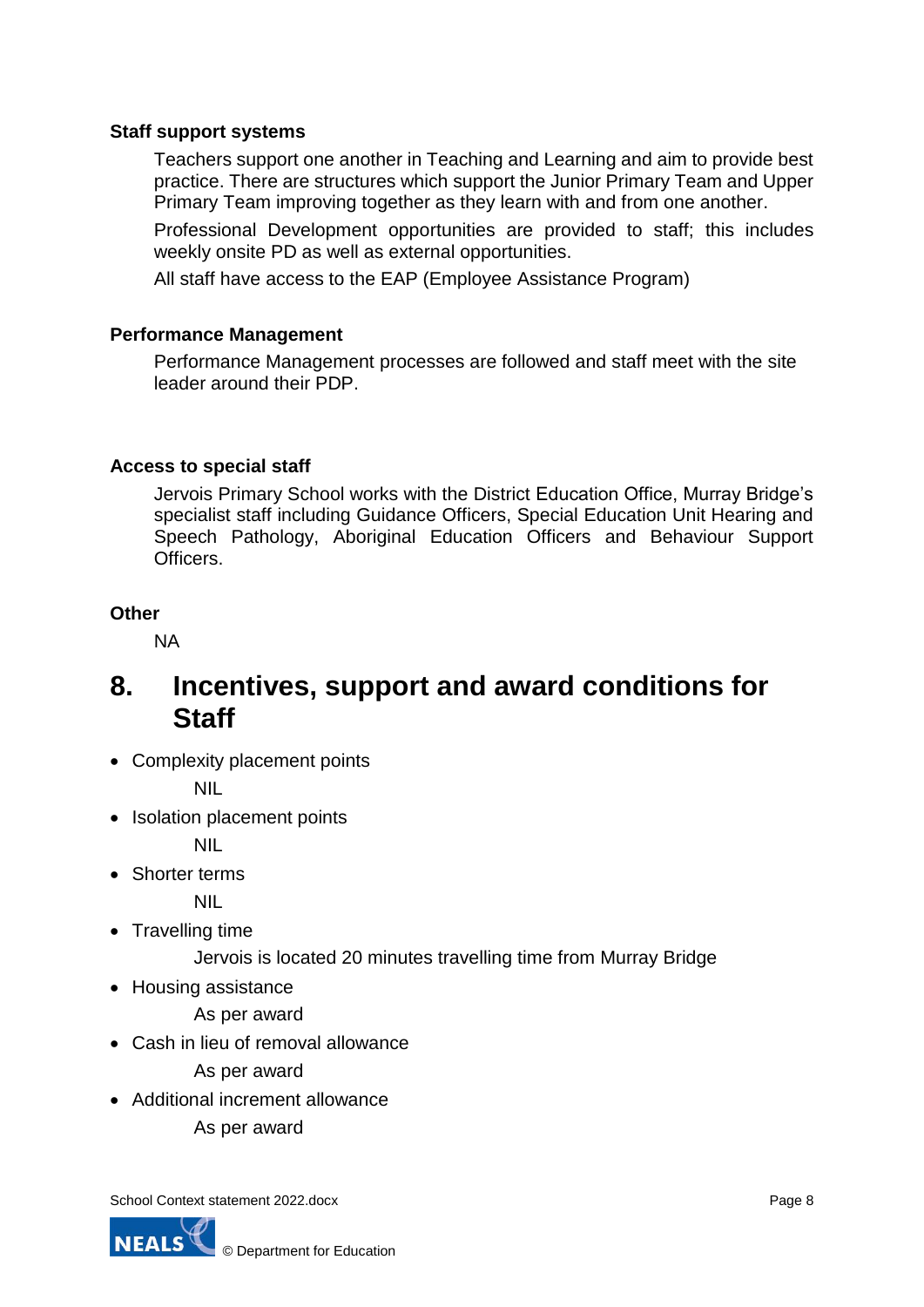**Staff support systems**

Teachers support one another in Teaching and Learning and aim to provide best practice. There are structures which support the Junior Primary Team and Upper Primary Team improving together as they learn with and from one another.

Professional Development opportunities are provided to staff; this includes weekly onsite PD as well as external opportunities.

All staff have access to the EAP (Employee Assistance Program)

**Performance Management**

Performance Management processes are followed and staff meet with the site leader around their PDP.

**Access to special staff**

Jervois Primary School works with the District Education Office, Murray Bridge's specialist staff including Guidance Officers, Special Education Unit Hearing and Speech Pathology, Aboriginal Education Officers and Behaviour Support Officers.

**Other**

NA

## 8. Incentives, support and award conditions for Staff

- Complexity placement points

  NIL

- Isolation placement points

  NIL

- Shorter terms

  NIL

- Travelling time

  Jervois is located 20 minutes travelling time from Murray Bridge

- Housing assistance

  As per award

- Cash in lieu of removal allowance

  As per award

- Additional increment allowance

  As per award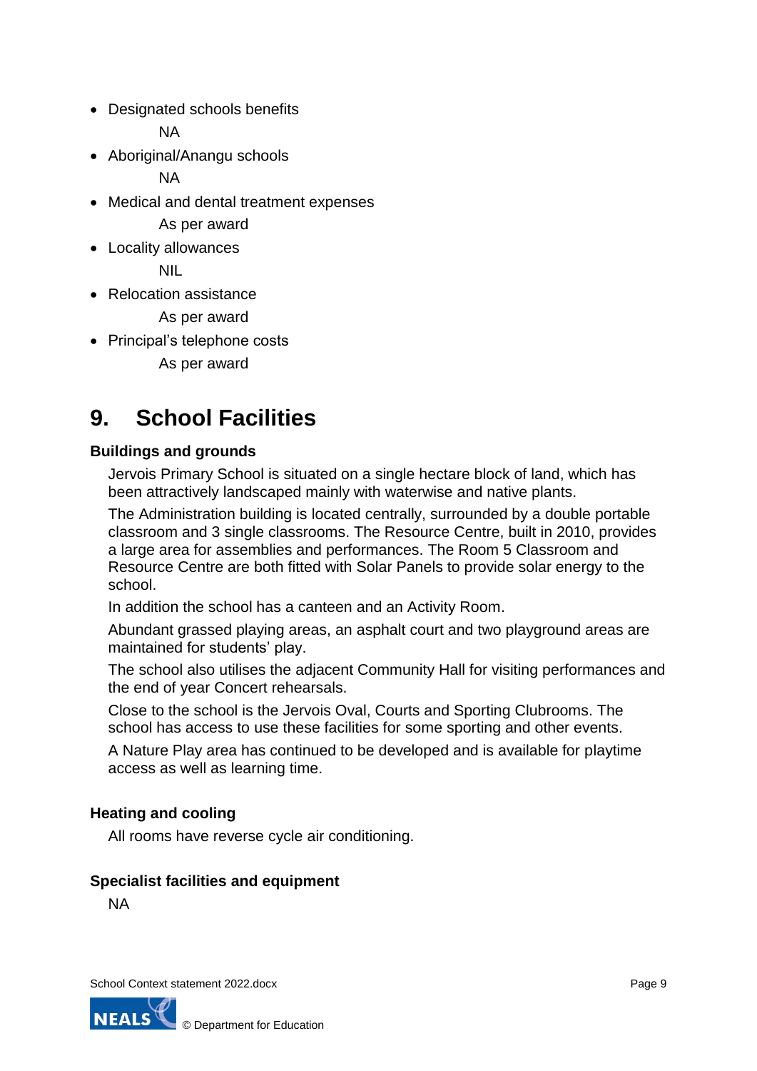- Designated schools benefits

  NA
- Aboriginal/Anangu schools

  NA
- Medical and dental treatment expenses

  As per award
- Locality allowances

  NIL
- Relocation assistance

  As per award
- Principal's telephone costs

  As per award

# 9. School Facilities

### Buildings and grounds

Jervois Primary School is situated on a single hectare block of land, which has been attractively landscaped mainly with waterwise and native plants.

The Administration building is located centrally, surrounded by a double portable classroom and 3 single classrooms. The Resource Centre, built in 2010, provides a large area for assemblies and performances. The Room 5 Classroom and Resource Centre are both fitted with Solar Panels to provide solar energy to the school.

In addition the school has a canteen and an Activity Room.

Abundant grassed playing areas, an asphalt court and two playground areas are maintained for students' play.

The school also utilises the adjacent Community Hall for visiting performances and the end of year Concert rehearsals.

Close to the school is the Jervois Oval, Courts and Sporting Clubrooms. The school has access to use these facilities for some sporting and other events.

A Nature Play area has continued to be developed and is available for playtime access as well as learning time.

### Heating and cooling

All rooms have reverse cycle air conditioning.

### Specialist facilities and equipment

NA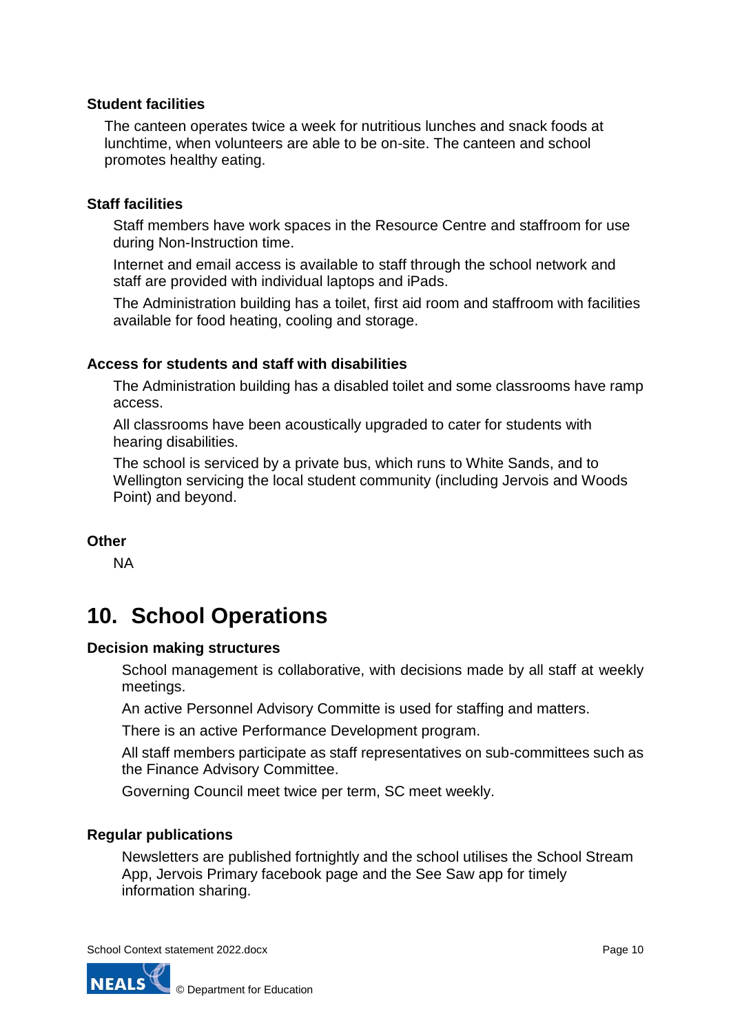### Student facilities

The canteen operates twice a week for nutritious lunches and snack foods at lunchtime, when volunteers are able to be on-site. The canteen and school promotes healthy eating.

### Staff facilities

Staff members have work spaces in the Resource Centre and staffroom for use during Non-Instruction time.

Internet and email access is available to staff through the school network and staff are provided with individual laptops and iPads.

The Administration building has a toilet, first aid room and staffroom with facilities available for food heating, cooling and storage.

### Access for students and staff with disabilities

The Administration building has a disabled toilet and some classrooms have ramp access.

All classrooms have been acoustically upgraded to cater for students with hearing disabilities.

The school is serviced by a private bus, which runs to White Sands, and to Wellington servicing the local student community (including Jervois and Woods Point) and beyond.

### Other

NA

## 10. School Operations

### Decision making structures

School management is collaborative, with decisions made by all staff at weekly meetings.

An active Personnel Advisory Committe is used for staffing and matters.

There is an active Performance Development program.

All staff members participate as staff representatives on sub-committees such as the Finance Advisory Committee.

Governing Council meet twice per term, SC meet weekly.

### Regular publications

Newsletters are published fortnightly and the school utilises the School Stream App, Jervois Primary facebook page and the See Saw app for timely information sharing.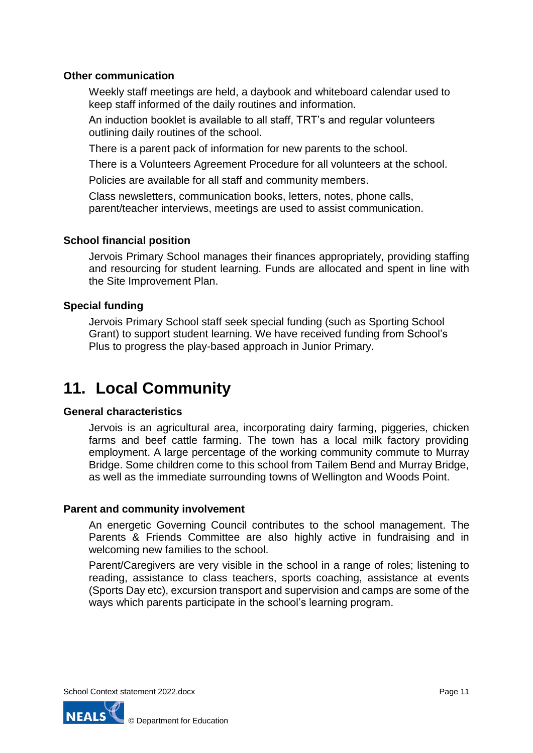### Other communication

Weekly staff meetings are held, a daybook and whiteboard calendar used to keep staff informed of the daily routines and information.

An induction booklet is available to all staff, TRT's and regular volunteers outlining daily routines of the school.

There is a parent pack of information for new parents to the school.

There is a Volunteers Agreement Procedure for all volunteers at the school.

Policies are available for all staff and community members.

Class newsletters, communication books, letters, notes, phone calls, parent/teacher interviews, meetings are used to assist communication.

### School financial position

Jervois Primary School manages their finances appropriately, providing staffing and resourcing for student learning. Funds are allocated and spent in line with the Site Improvement Plan.

### Special funding

Jervois Primary School staff seek special funding (such as Sporting School Grant) to support student learning. We have received funding from School's Plus to progress the play-based approach in Junior Primary.

## 11. Local Community

### General characteristics

Jervois is an agricultural area, incorporating dairy farming, piggeries, chicken farms and beef cattle farming. The town has a local milk factory providing employment. A large percentage of the working community commute to Murray Bridge. Some children come to this school from Tailem Bend and Murray Bridge, as well as the immediate surrounding towns of Wellington and Woods Point.

### Parent and community involvement

An energetic Governing Council contributes to the school management. The Parents & Friends Committee are also highly active in fundraising and in welcoming new families to the school.

Parent/Caregivers are very visible in the school in a range of roles; listening to reading, assistance to class teachers, sports coaching, assistance at events (Sports Day etc), excursion transport and supervision and camps are some of the ways which parents participate in the school's learning program.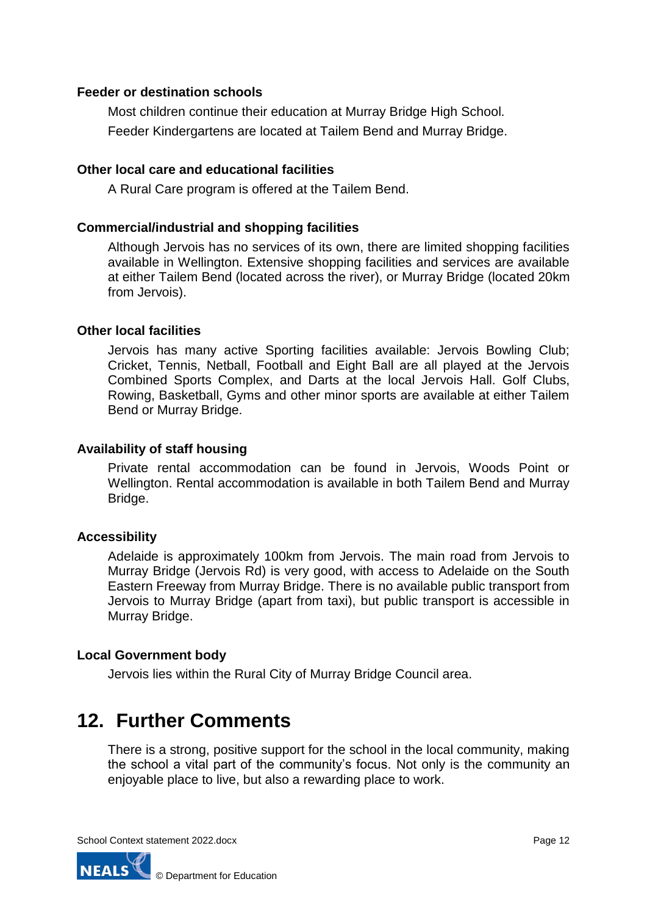### Feeder or destination schools

Most children continue their education at Murray Bridge High School.

Feeder Kindergartens are located at Tailem Bend and Murray Bridge.

### Other local care and educational facilities

A Rural Care program is offered at the Tailem Bend.

### Commercial/industrial and shopping facilities

Although Jervois has no services of its own, there are limited shopping facilities available in Wellington. Extensive shopping facilities and services are available at either Tailem Bend (located across the river), or Murray Bridge (located 20km from Jervois).

### Other local facilities

Jervois has many active Sporting facilities available: Jervois Bowling Club; Cricket, Tennis, Netball, Football and Eight Ball are all played at the Jervois Combined Sports Complex, and Darts at the local Jervois Hall. Golf Clubs, Rowing, Basketball, Gyms and other minor sports are available at either Tailem Bend or Murray Bridge.

### Availability of staff housing

Private rental accommodation can be found in Jervois, Woods Point or Wellington. Rental accommodation is available in both Tailem Bend and Murray Bridge.

### Accessibility

Adelaide is approximately 100km from Jervois. The main road from Jervois to Murray Bridge (Jervois Rd) is very good, with access to Adelaide on the South Eastern Freeway from Murray Bridge. There is no available public transport from Jervois to Murray Bridge (apart from taxi), but public transport is accessible in Murray Bridge.

### Local Government body

Jervois lies within the Rural City of Murray Bridge Council area.

## 12. Further Comments

There is a strong, positive support for the school in the local community, making the school a vital part of the community's focus. Not only is the community an enjoyable place to live, but also a rewarding place to work.